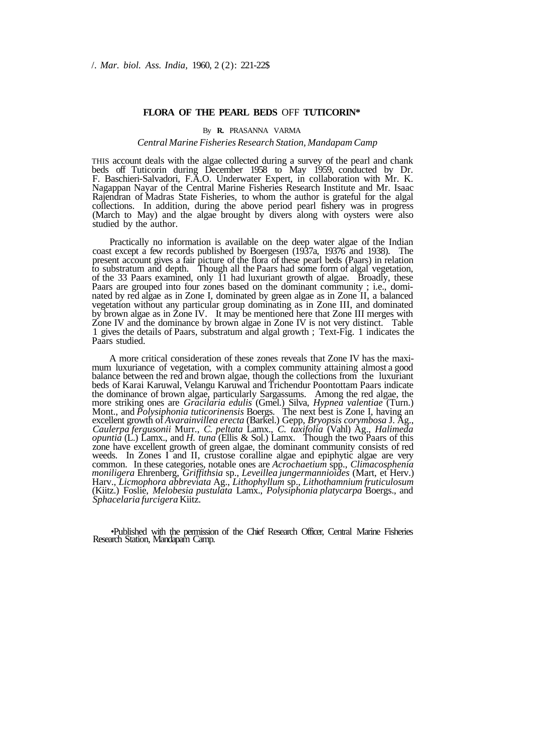# FLORA OF THE PEARL BEDS OFF TUTICORIN*

By **R.** PRASANNA VARMA

*Central Marine Fisheries Research Station, Mandapam Camp*

THIS account deals with the algae collected during a survey of the pearl and chank beds off Tuticorin during December 1958 to May 1959, conducted by Dr. F. Baschieri-Salvadori, F.A.O. Underwater Expert, in collaboration with Mr. K. Nagappan Nayar of the Central Marine Fisheries Research Institute and Mr. Isaac Rajendran of Madras State Fisheries, to whom the author is grateful for the algal collections. In addition, during the above period pearl fishery was in progress (March to May) and the algae brought by divers along with oysters were also studied by the author.

Practically no information is available on the deep water algae of the Indian coast except a few records published by Boergesen (1937a, 19376 and 1938). The present account gives a fair picture of the flora of these pearl beds (Paars) in relation to substratum and depth. Though all the Paars had some form of algal vegetation, of the 33 Paars examined, only 11 had luxuriant growth of algae. Broadly, these Paars are grouped into four zones based on the dominant community ; i.e., dominated by red algae as in Zone I, dominated by green algae as in Zone II, a balanced vegetation without any particular group dominating as in Zone III, and dominated by brown algae as in Zone IV. It may be mentioned here that Zone III merges with Zone IV and the dominance by brown algae in Zone IV is not very distinct. Table 1 gives the details of Paars, substratum and algal growth ; Text-Fig. 1 indicates the Paars studied.

A more critical consideration of these zones reveals that Zone IV has the maximum luxuriance of vegetation, with a complex community attaining almost a good balance between the red and brown algae, though the collections from the luxuriant beds of Karai Karuwal, Velangu Karuwal and Trichendur Poontottam Paars indicate the dominance of brown algae, particularly Sargassums. Among the red algae, the more striking ones are *Gracilaria edulis* (Gmel.) Silva, *Hypnea valentiae* (Turn.) Mont., and *Polysiphonia tuticorinensis* Boergs. The next best is Zone I, having an excellent growth of *Avarainvillea erecta* (Barkel.) Gepp, *Bryopsis corymbosa* J. Ag., *Caulerpa fergusonii* Murr., *C. peltata* Lamx., *C. taxifolia* (Vahl) Ag., *Halimeda opuntia* (L.) Lamx., and *H. tuna* (Ellis & Sol.) Lamx. Though the two Paars of this zone have excellent growth of green algae, the dominant community consists of red weeds. In Zones I and II, crustose coralline algae and epiphytic algae are very common. In these categories, notable ones are *Acrochaetium* spp., *Climacosphenia moniligera* Ehrenberg, *Griffithsia* sp., *Leveillea jungermannioides* (Mart, et Herv.) Harv., *Licmophora abbreviata* Ag., *Lithophyllum* sp., *Lithothamnium fruticulosum* (Kiitz.) Foslie, *Melobesia pustulata* Lamx., *Polysiphonia platycarpa* Boergs., and *Sphacelaria furcigera* Kiitz.

*Published with the permission of the Chief Research Officer, Central Marine Fisheries Research Station, Mandapam Camp.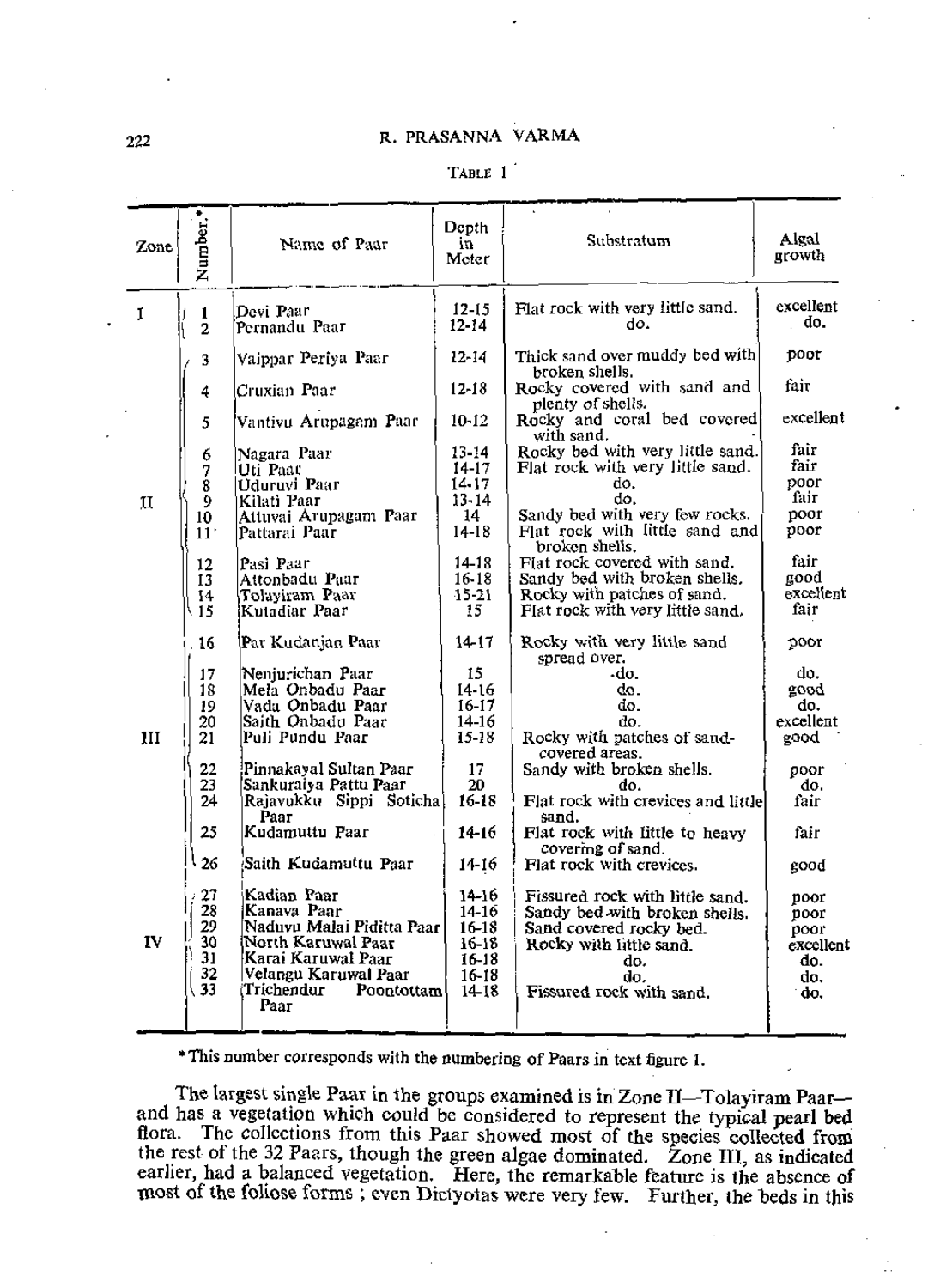TABLE 1

| Zone | Number.* | Name of Paar | Depth in Meter | Substratum | Algal growth |
|---|---|---|---|---|---|
| I | 1 | Devi Paar | 12-15 | Flat rock with very little sand. | excellent |
| | 2 | Pernandu Paar | 12-14 | do. | do. |
| II | 3 | Vaippar Periya Paar | 12-14 | Thick sand over muddy bed with broken shells. | poor |
| | 4 | Cruxian Paar | 12-18 | Rocky covered with sand and plenty of shells. | fair |
| | 5 | Vantivu Arupagam Paar | 10-12 | Rocky and coral bed covered with sand. | excellent |
| | 6 | Nagara Paar | 13-14 | Rocky bed with very little sand. | fair |
| | 7 | Uti Paar | 14-17 | Flat rock with very little sand. | fair |
| | 8 | Uduruvi Paar | 14-17 | do. | poor |
| | 9 | Kilati Paar | 13-14 | do. | fair |
| | 10 | Attuvai Arupagam Paar | 14 | Sandy bed with very few rocks. | poor |
| | 11 | Pattarai Paar | 14-18 | Flat rock with little sand and broken shells. | poor |
| | 12 | Pasi Paar | 14-18 | Flat rock covered with sand. | fair |
| | 13 | Attonbadu Paar | 16-18 | Sandy bed with broken shells. | good |
| | 14 | Tolayiram Paar | 15-21 | Rocky with patches of sand. | excellent |
| | 15 | Kutadiar Paar | 15 | Flat rock with very little sand. | fair |
| III | 16 | Par Kudanjan Paar | 14-17 | Rocky with very little sand spread over. | poor |
| | 17 | Nenjurichan Paar | 15 | do. | do. |
| | 18 | Mela Onbadu Paar | 14-16 | do. | good |
| | 19 | Vada Onbadu Paar | 16-17 | do. | do. |
| | 20 | Saith Onbadu Paar | 14-16 | do. | excellent |
| | 21 | Puli Pundu Paar | 15-18 | Rocky with patches of sand-covered areas. | good |
| | 22 | Pinnakayal Sultan Paar | 17 | Sandy with broken shells. | poor |
| | 23 | Sankuraiya Pattu Paar | 20 | do. | do. |
| | 24 | Rajavukku Sippi Soticha Paar | 16-18 | Flat rock with crevices and little sand. | fair |
| | 25 | Kudamuttu Paar | 14-16 | Flat rock with little to heavy covering of sand. | fair |
| | 26 | Saith Kudamuttu Paar | 14-16 | Flat rock with crevices. | good |
| IV | 27 | Kadian Paar | 14-16 | Fissured rock with little sand. | poor |
| | 28 | Kanava Paar | 14-16 | Sandy bed with broken shells. | poor |
| | 29 | Naduvu Malai Piditta Paar | 16-18 | Sand covered rocky bed. | poor |
| | 30 | North Karuwal Paar | 16-18 | Rocky with little sand. | excellent |
| | 31 | Karai Karuwal Paar | 16-18 | do. | do. |
| | 32 | Velangu Karuwal Paar | 16-18 | do. | do. |
| | 33 | Trichendur Poontottam Paar | 14-18 | Fissured rock with sand. | do. |

*This number corresponds with the numbering of Paars in text figure 1.

The largest single Paar in the groups examined is in Zone II—Tolayiram Paar—and has a vegetation which could be considered to represent the typical pearl bed flora. The collections from this Paar showed most of the species collected from the rest of the 32 Paars, though the green algae dominated. Zone III, as indicated earlier, had a balanced vegetation. Here, the remarkable feature is the absence of most of the foliose forms ; even Dictyotas were very few. Further, the beds in this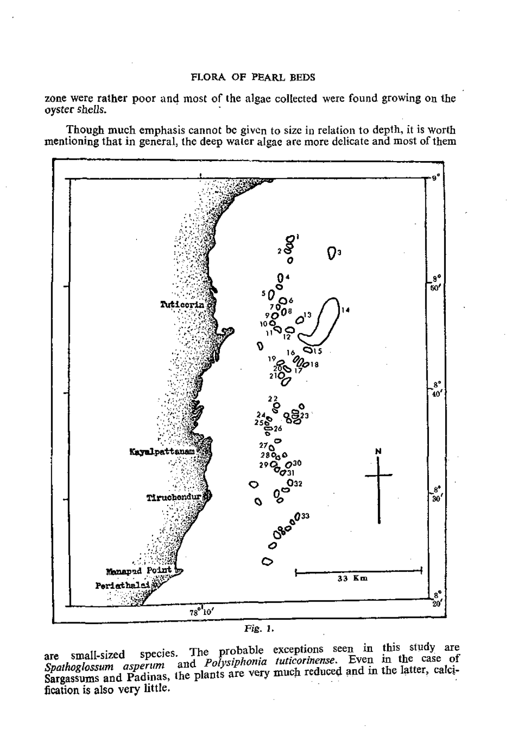zone were rather poor and most of the algae collected were found growing on the oyster shells.

Though much emphasis cannot be given to size in relation to depth, it is worth mentioning that in general, the deep water algae are more delicate and most of them

*Fig. 1.*

are small-sized species. The probable exceptions seen in this study are *Spathoglossum asperum* and *Polysiphonia tuticorinense*. Even in the case of Sargassums and Padinas, the plants are very much reduced and in the latter, calcification is also very little.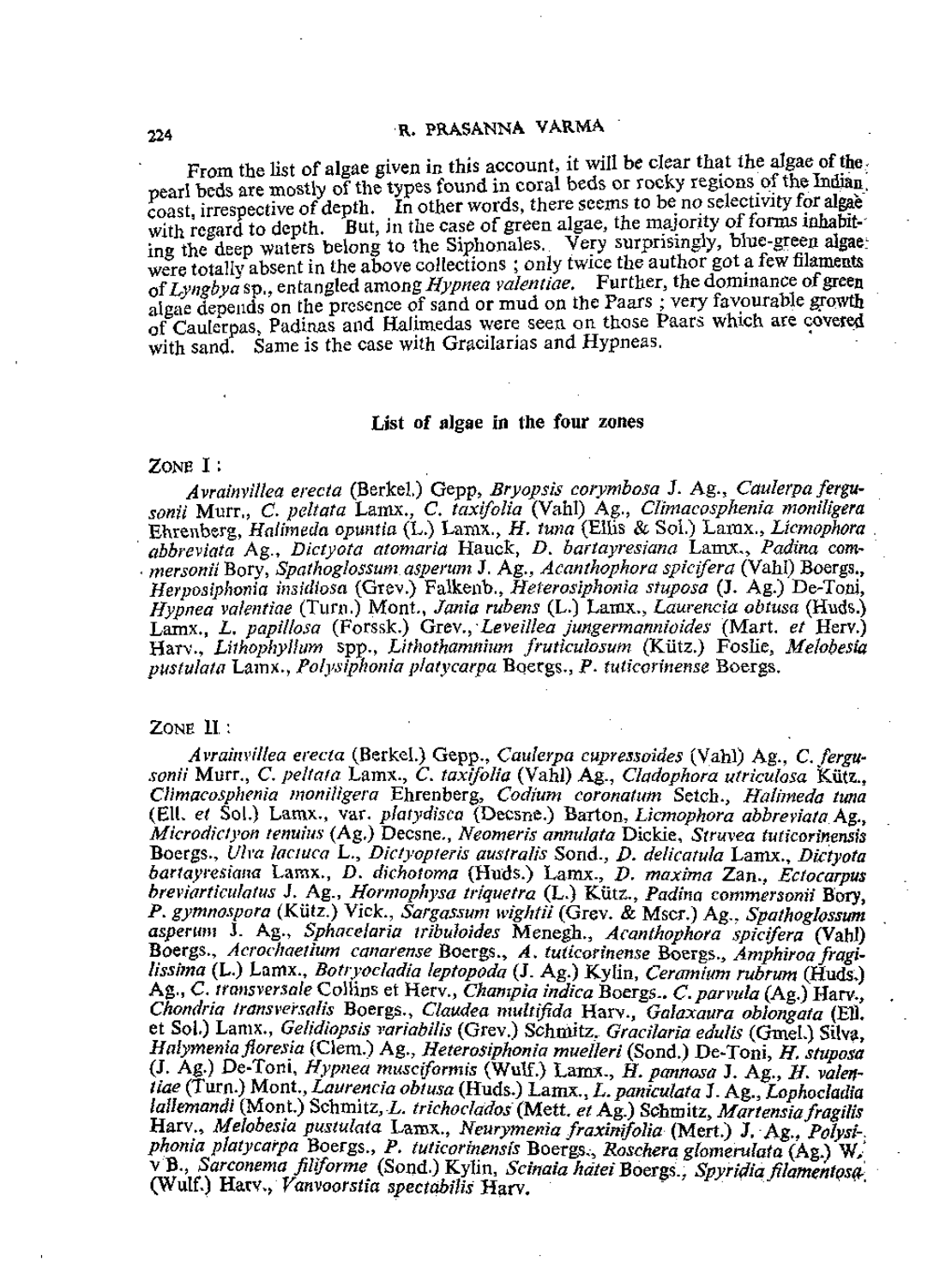From the list of algae given in this account, it will be clear that the algae of the pearl beds are mostly of the types found in coral beds or rocky regions of the Indian coast, irrespective of depth. In other words, there seems to be no selectivity for algae with regard to depth. But, in the case of green algae, the majority of forms inhabiting the deep waters belong to the Siphonales. Very surprisingly, blue-green algae were totally absent in the above collections; only twice the author got a few filaments of *Lyngbya* sp., entangled among *Hypnea valentiae*. Further, the dominance of green algae depends on the presence of sand or mud on the Paars; very favourable growth of Caulerpas, Padinas and Halimedas were seen on those Paars which are covered with sand. Same is the case with Gracilarias and Hypneas.

## List of algae in the four zones

ZONE I:

*Avrainvillea erecta* (Berkel.) Gepp, *Bryopsis corymbosa* J. Ag., *Caulerpa fergusonii* Murr., *C. peltata* Lamx., *C. taxifolia* (Vahl) Ag., *Climacosphenia moniligera* Ehrenberg, *Halimeda opuntia* (L.) Lamx., *H. tuna* (Ellis & Sol.) Lamx., *Licmophora abbreviata* Ag., *Dictyota atomaria* Hauck, *D. bartayresiana* Lamx., *Padina commersonii* Bory, *Spathoglossum asperum* J. Ag., *Acanthophora spicifera* (Vahl) Boergs., *Herposiphonia insidiosa* (Grev.) Falkenb., *Heterosiphonia stuposa* (J. Ag.) De-Toni, *Hypnea valentiae* (Turn.) Mont., *Jania rubens* (L.) Lamx., *Laurencia obtusa* (Huds.) Lamx., *L. papillosa* (Forssk.) Grev., *Leveillea jungermannioides* (Mart. *et* Herv.) Harv., *Lithophyllum* spp., *Lithothamnium fruticulosum* (Kütz.) Foslie, *Melobesia pustulata* Lamx., *Polysiphonia platycarpa* Boergs., *P. tuticorinense* Boergs.

ZONE II:

*Avrainvillea erecta* (Berkel.) Gepp., *Caulerpa cupressoides* (Vahl) Ag., *C. fergusonii* Murr., *C. peltata* Lamx., *C. taxifolia* (Vahl) Ag., *Cladophora utriculosa* Kütz., *Climacosphenia moniligera* Ehrenberg, *Codium coronatum* Setch., *Halimeda tuna* (Ell. *et* Sol.) Lamx., var. *platydisca* (Decsne.) Barton, *Licmophora abbreviata* Ag., *Microdictyon tenuius* (Ag.) Decsne., *Neomeris annulata* Dickie, *Struvea tuticorinensis* Boergs., *Ulva lactuca* L., *Dictyopteris australis* Sond., *D. delicatula* Lamx., *Dictyota bartayresiana* Lamx., *D. dichotoma* (Huds.) Lamx., *D. maxima* Zan., *Ectocarpus breviarticulatus* J. Ag., *Hormophysa triquetra* (L.) Kütz., *Padina commersonii* Bory, *P. gymnospora* (Kütz.) Vick., *Sargassum wightii* (Grev. & Mscr.) Ag., *Spathoglossum asperum* J. Ag., *Sphacelaria tribuloides* Menegh., *Acanthophora spicifera* (Vahl) Boergs., *Acrochaetium canarense* Boergs., *A. tuticorinense* Boergs., *Amphiroa fragilissima* (L.) Lamx., *Botryocladia leptopoda* (J. Ag.) Kylin, *Ceramium rubrum* (Huds.) Ag., *C. transversale* Collins et Herv., *Champia indica* Boergs.. *C. parvula* (Ag.) Harv., *Chondria transversalis* Boergs., *Claudea multifida* Harv., *Galaxaura oblongata* (Ell. et Sol.) Lamx., *Gelidiopsis variabilis* (Grev.) Schmitz, *Gracilaria edulis* (Gmel.) Silva, *Halymenia floresia* (Clem.) Ag., *Heterosiphonia muelleri* (Sond.) De-Toni, *H. stuposa* (J. Ag.) De-Toni, *Hypnea musciformis* (Wulf.) Lamx., *H. pannosa* J. Ag., *H. valentiae* (Turn.) Mont., *Laurencia obtusa* (Huds.) Lamx., *L. paniculata* J. Ag., *Lophocladia lallemandi* (Mont.) Schmitz, *L. trichoclados* (Mett. *et* Ag.) Schmitz, *Martensia fragilis* Harv., *Melobesia pustulata* Lamx., *Neurymenia fraxinifolia* (Mert.) J. Ag., *Polysiphonia platycarpa* Boergs., *P. tuticorinensis* Boergs., *Roschera glomerulata* (Ag.) W. v B., *Sarconema filiforme* (Sond.) Kylin, *Scinaia hatei* Boergs., *Spyridia filamentosa* (Wulf.) Harv., *Vanvoorstia spectabilis* Harv.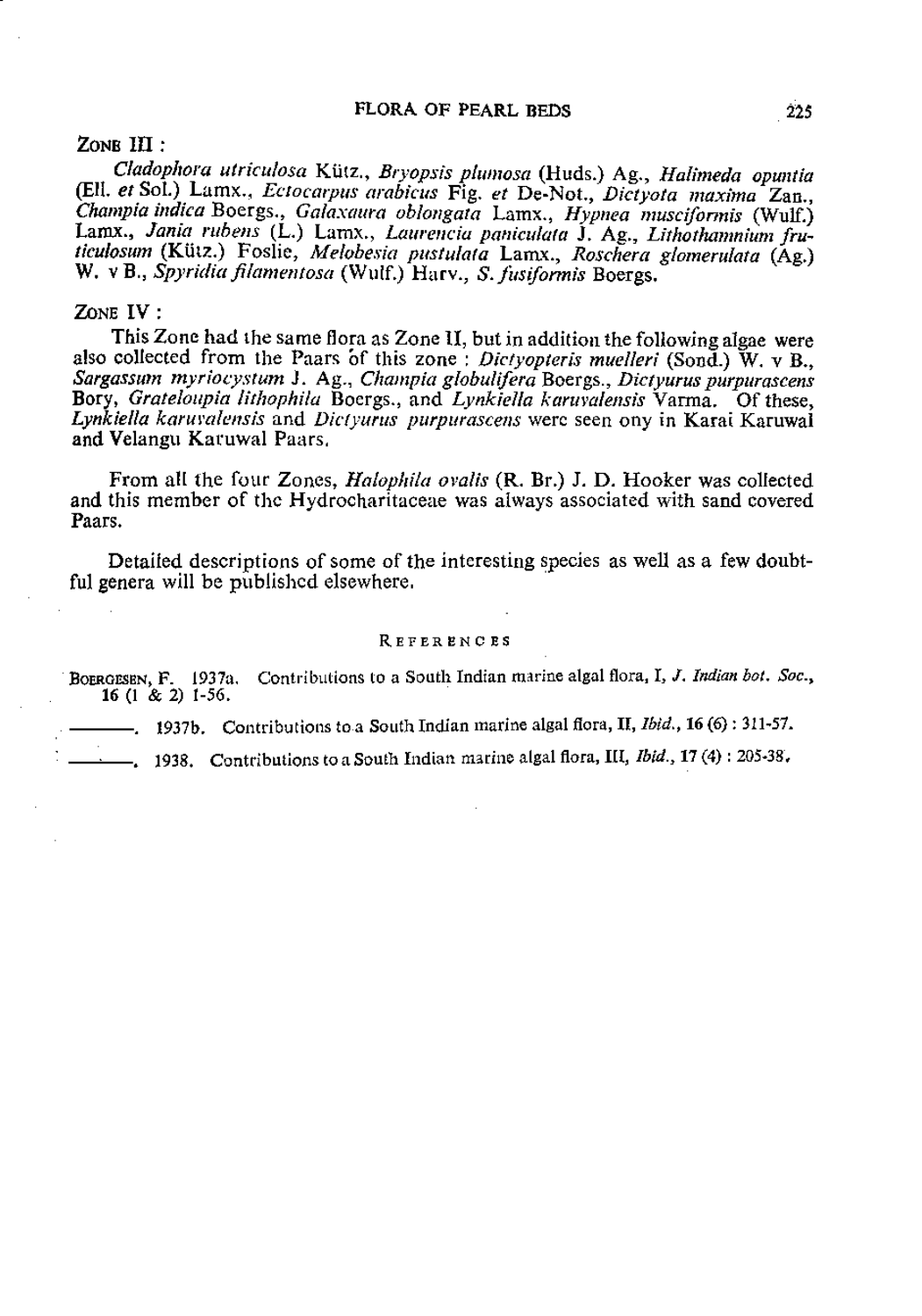ZONE III :

*Cladophora utriculosa* Kütz., *Bryopsis plumosa* (Huds.) Ag., *Halimeda opuntia* (Ell. *et* Sol.) Lamx., *Ectocarpus arabicus* Fig. *et* De-Not., *Dictyota maxima* Zan., *Champia indica* Boergs., *Galaxaura oblongata* Lamx., *Hypnea musciformis* (Wulf.) Lamx., *Jania rubens* (L.) Lamx., *Laurencia paniculata* J. Ag., *Lithothamnium fruticulosum* (Kütz.) Foslie, *Melobesia pustulata* Lamx., *Roschera glomerulata* (Ag.) W. v B., *Spyridia filamentosa* (Wulf.) Harv., *S. fusiformis* Boergs.

ZONE IV :

This Zone had the same flora as Zone II, but in addition the following algae were also collected from the Paars of this zone : *Dictyopteris muelleri* (Sond.) W. v B., *Sargassum myriocystum* J. Ag., *Champia globulifera* Boergs., *Dictyurus purpurascens* Bory, *Grateloupia lithophila* Boergs., and *Lynkiella karuvalensis* Varma. Of these, *Lynkiella karuvalensis* and *Dictyurus purpurascens* were seen ony in Karai Karuwal and Velangu Karuwal Paars.

From all the four Zones, *Halophila ovalis* (R. Br.) J. D. Hooker was collected and this member of the Hydrocharitaceae was always associated with sand covered Paars.

Detailed descriptions of some of the interesting species as well as a few doubtful genera will be published elsewhere.

## REFERENCES

BOERGESEN, F. 1937a. Contributions to a South Indian marine algal flora, I, *J. Indian bot. Soc.*, **16** (1 & 2) 1-56.

———. 1937b. Contributions to a South Indian marine algal flora, II, *Ibid.*, **16** (6) : 311-57.

———. 1938. Contributions to a South Indian marine algal flora, III, *Ibid.*, **17** (4) : 205-38.